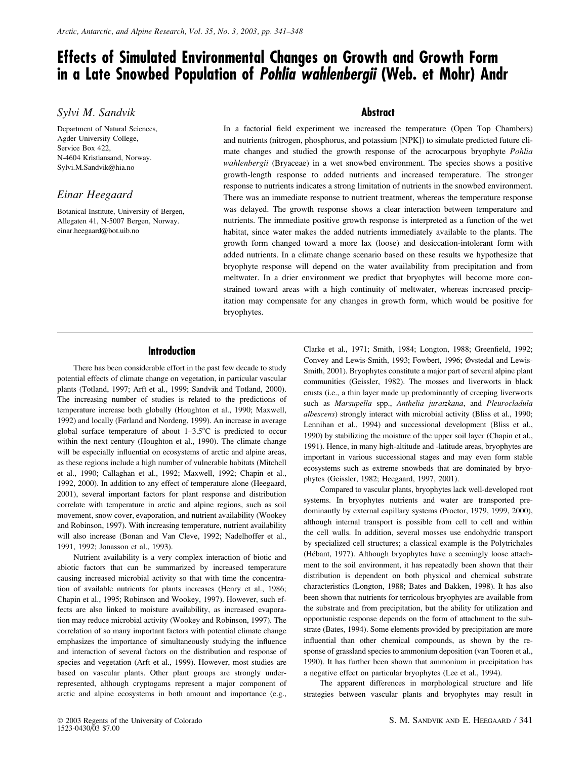# Effects of Simulated Environmental Changes on Growth and Growth Form in a Late Snowbed Population of *Pohlia wahlenbergii* (Web. et Mohr) Andr

*Sylvi M. Sandvik*

Department of Natural Sciences, Agder University College, Service Box 422, N-4604 Kristiansand, Norway. Sylvi.M.Sandvik@hia.no

*Einar Heegaard*

Botanical Institute, University of Bergen, Allegaten 41, N-5007 Bergen, Norway. einar.heegaard@bot.uib.no

## Abstract

In a factorial field experiment we increased the temperature (Open Top Chambers) and nutrients (nitrogen, phosphorus, and potassium [NPK]) to simulate predicted future climate changes and studied the growth response of the acrocarpous bryophyte *Pohlia wahlenbergii* (Bryaceae) in a wet snowbed environment. The species shows a positive growth-length response to added nutrients and increased temperature. The stronger response to nutrients indicates a strong limitation of nutrients in the snowbed environment. There was an immediate response to nutrient treatment, whereas the temperature response was delayed. The growth response shows a clear interaction between temperature and nutrients. The immediate positive growth response is interpreted as a function of the wet habitat, since water makes the added nutrients immediately available to the plants. The growth form changed toward a more lax (loose) and desiccation-intolerant form with added nutrients. In a climate change scenario based on these results we hypothesize that bryophyte response will depend on the water availability from precipitation and from meltwater. In a drier environment we predict that bryophytes will become more constrained toward areas with a high continuity of meltwater, whereas increased precipitation may compensate for any changes in growth form, which would be positive for bryophytes.

## Introduction

There has been considerable effort in the past few decade to study potential effects of climate change on vegetation, in particular vascular plants (Totland, 1997; Arft et al., 1999; Sandvik and Totland, 2000). The increasing number of studies is related to the predictions of temperature increase both globally (Houghton et al., 1990; Maxwell, 1992) and locally (Førland and Nordeng, 1999). An increase in average global surface temperature of about 1–3.5°C is predicted to occur within the next century (Houghton et al., 1990). The climate change will be especially influential on ecosystems of arctic and alpine areas, as these regions include a high number of vulnerable habitats (Mitchell et al., 1990; Callaghan et al., 1992; Maxwell, 1992; Chapin et al., 1992, 2000). In addition to any effect of temperature alone (Heegaard, 2001), several important factors for plant response and distribution correlate with temperature in arctic and alpine regions, such as soil movement, snow cover, evaporation, and nutrient availability (Wookey and Robinson, 1997). With increasing temperature, nutrient availability will also increase (Bonan and Van Cleve, 1992; Nadelhoffer et al., 1991, 1992; Jonasson et al., 1993).

Nutrient availability is a very complex interaction of biotic and abiotic factors that can be summarized by increased temperature causing increased microbial activity so that with time the concentration of available nutrients for plants increases (Henry et al., 1986; Chapin et al., 1995; Robinson and Wookey, 1997). However, such effects are also linked to moisture availability, as increased evaporation may reduce microbial activity (Wookey and Robinson, 1997). The correlation of so many important factors with potential climate change emphasizes the importance of simultaneously studying the influence and interaction of several factors on the distribution and response of species and vegetation (Arft et al., 1999). However, most studies are based on vascular plants. Other plant groups are strongly under-represented, although cryptogams represent a major component of arctic and alpine ecosystems in both amount and importance (e.g., Clarke et al., 1971; Smith, 1984; Longton, 1988; Greenfield, 1992; Convey and Lewis-Smith, 1993; Fowbert, 1996; Øvstedal and Lewis-Smith, 2001). Bryophytes constitute a major part of several alpine plant communities (Geissler, 1982). The mosses and liverworts in black crusts (i.e., a thin layer made up predominantly of creeping liverworts such as *Marsupella* spp., *Anthelia juratzkana*, and *Pleurocladula albescens*) strongly interact with microbial activity (Bliss et al., 1990; Lennihan et al., 1994) and successional development (Bliss et al., 1990) by stabilizing the moisture of the upper soil layer (Chapin et al., 1991). Hence, in many high-altitude and -latitude areas, bryophytes are important in various successional stages and may even form stable ecosystems such as extreme snowbeds that are dominated by bryophytes (Geissler, 1982; Heegaard, 1997, 2001).

Compared to vascular plants, bryophytes lack well-developed root systems. In bryophytes nutrients and water are transported predominantly by external capillary systems (Proctor, 1979, 1999, 2000), although internal transport is possible from cell to cell and within the cell walls. In addition, several mosses use endohydric transport by specialized cell structures; a classical example is the Polytrichales (Hébant, 1977). Although bryophytes have a seemingly loose attachment to the soil environment, it has repeatedly been shown that their distribution is dependent on both physical and chemical substrate characteristics (Longton, 1988; Bates and Bakken, 1998). It has also been shown that nutrients for terricolous bryophytes are available from the substrate and from precipitation, but the ability for utilization and opportunistic response depends on the form of attachment to the substrate (Bates, 1994). Some elements provided by precipitation are more influential than other chemical compounds, as shown by the response of grassland species to ammonium deposition (van Tooren et al., 1990). It has further been shown that ammonium in precipitation has a negative effect on particular bryophytes (Lee et al., 1994).

The apparent differences in morphological structure and life strategies between vascular plants and bryophytes may result in

© 2003 Regents of the University of Colorado
1523-0430/03 $7.00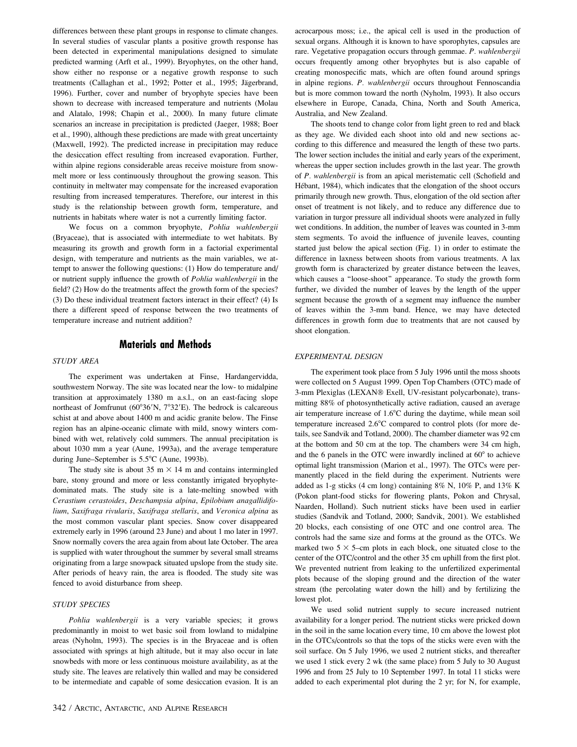differences between these plant groups in response to climate changes. In several studies of vascular plants a positive growth response has been detected in experimental manipulations designed to simulate predicted warming (Arft et al., 1999). Bryophytes, on the other hand, show either no response or a negative growth response to such treatments (Callaghan et al., 1992; Potter et al., 1995; Jägerbrand, 1996). Further, cover and number of bryophyte species have been shown to decrease with increased temperature and nutrients (Molau and Alatalo, 1998; Chapin et al., 2000). In many future climate scenarios an increase in precipitation is predicted (Jaeger, 1988; Boer et al., 1990), although these predictions are made with great uncertainty (Maxwell, 1992). The predicted increase in precipitation may reduce the desiccation effect resulting from increased evaporation. Further, within alpine regions considerable areas receive moisture from snowmelt more or less continuously throughout the growing season. This continuity in meltwater may compensate for the increased evaporation resulting from increased temperatures. Therefore, our interest in this study is the relationship between growth form, temperature, and nutrients in habitats where water is not a currently limiting factor.

We focus on a common bryophyte, *Pohlia wahlenbergii* (Bryaceae), that is associated with intermediate to wet habitats. By measuring its growth and growth form in a factorial experimental design, with temperature and nutrients as the main variables, we attempt to answer the following questions: (1) How do temperature and/or nutrient supply influence the growth of *Pohlia wahlenbergii* in the field? (2) How do the treatments affect the growth form of the species? (3) Do these individual treatment factors interact in their effect? (4) Is there a different speed of response between the two treatments of temperature increase and nutrient addition?

## Materials and Methods

### STUDY AREA

The experiment was undertaken at Finse, Hardangervidda, southwestern Norway. The site was located near the low- to midalpine transition at approximately 1380 m a.s.l., on an east-facing slope northeast of Jomfrunut (60°36′N, 7°32′E). The bedrock is calcareous schist at and above about 1400 m and acidic granite below. The Finse region has an alpine-oceanic climate with mild, snowy winters combined with wet, relatively cold summers. The annual precipitation is about 1030 mm a year (Aune, 1993a), and the average temperature during June–September is 5.5°C (Aune, 1993b).

The study site is about 35 m × 14 m and contains intermingled bare, stony ground and more or less constantly irrigated bryophyte-dominated mats. The study site is a late-melting snowbed with *Cerastium cerastoides*, *Deschampsia alpina*, *Epilobium anagallidifolium*, *Saxifraga rivularis*, *Saxifraga stellaris*, and *Veronica alpina* as the most common vascular plant species. Snow cover disappeared extremely early in 1996 (around 23 June) and about 1 mo later in 1997. Snow normally covers the area again from about late October. The area is supplied with water throughout the summer by several small streams originating from a large snowpack situated upslope from the study site. After periods of heavy rain, the area is flooded. The study site was fenced to avoid disturbance from sheep.

### STUDY SPECIES

*Pohlia wahlenbergii* is a very variable species; it grows predominantly in moist to wet basic soil from lowland to midalpine areas (Nyholm, 1993). The species is in the Bryaceae and is often associated with springs at high altitude, but it may also occur in late snowbeds with more or less continuous moisture availability, as at the study site. The leaves are relatively thin walled and may be considered to be intermediate and capable of some desiccation evasion. It is an acrocarpous moss; i.e., the apical cell is used in the production of sexual organs. Although it is known to have sporophytes, capsules are rare. Vegetative propagation occurs through gemmae. *P. wahlenbergii* occurs frequently among other bryophytes but is also capable of creating monospecific mats, which are often found around springs in alpine regions. *P. wahlenbergii* occurs throughout Fennoscandia but is more common toward the north (Nyholm, 1993). It also occurs elsewhere in Europe, Canada, China, North and South America, Australia, and New Zealand.

The shoots tend to change color from light green to red and black as they age. We divided each shoot into old and new sections according to this difference and measured the length of these two parts. The lower section includes the initial and early years of the experiment, whereas the upper section includes growth in the last year. The growth of *P. wahlenbergii* is from an apical meristematic cell (Schofield and Hébant, 1984), which indicates that the elongation of the shoot occurs primarily through new growth. Thus, elongation of the old section after onset of treatment is not likely, and to reduce any difference due to variation in turgor pressure all individual shoots were analyzed in fully wet conditions. In addition, the number of leaves was counted in 3-mm stem segments. To avoid the influence of juvenile leaves, counting started just below the apical section (Fig. 1) in order to estimate the difference in laxness between shoots from various treatments. A lax growth form is characterized by greater distance between the leaves, which causes a "loose-shoot" appearance. To study the growth form further, we divided the number of leaves by the length of the upper segment because the growth of a segment may influence the number of leaves within the 3-mm band. Hence, we may have detected differences in growth form due to treatments that are not caused by shoot elongation.

### EXPERIMENTAL DESIGN

The experiment took place from 5 July 1996 until the moss shoots were collected on 5 August 1999. Open Top Chambers (OTC) made of 3-mm Plexiglas (LEXAN® Exell, UV-resistant polycarbonate), transmitting 88% of photosynthetically active radiation, caused an average air temperature increase of 1.6°C during the daytime, while mean soil temperature increased 2.6°C compared to control plots (for more details, see Sandvik and Totland, 2000). The chamber diameter was 92 cm at the bottom and 50 cm at the top. The chambers were 34 cm high, and the 6 panels in the OTC were inwardly inclined at 60° to achieve optimal light transmission (Marion et al., 1997). The OTCs were permanently placed in the field during the experiment. Nutrients were added as 1-g sticks (4 cm long) containing 8% N, 10% P, and 13% K (Pokon plant-food sticks for flowering plants, Pokon and Chrysal, Naarden, Holland). Such nutrient sticks have been used in earlier studies (Sandvik and Totland, 2000; Sandvik, 2001). We established 20 blocks, each consisting of one OTC and one control area. The controls had the same size and forms at the ground as the OTCs. We marked two 5 × 5–cm plots in each block, one situated close to the center of the OTC/control and the other 35 cm uphill from the first plot. We prevented nutrient from leaking to the unfertilized experimental plots because of the sloping ground and the direction of the water stream (the percolating water down the hill) and by fertilizing the lowest plot.

We used solid nutrient supply to secure increased nutrient availability for a longer period. The nutrient sticks were pricked down in the soil in the same location every time, 10 cm above the lowest plot in the OTCs/controls so that the tops of the sticks were even with the soil surface. On 5 July 1996, we used 2 nutrient sticks, and thereafter we used 1 stick every 2 wk (the same place) from 5 July to 30 August 1996 and from 25 July to 10 September 1997. In total 11 sticks were added to each experimental plot during the 2 yr; for N, for example,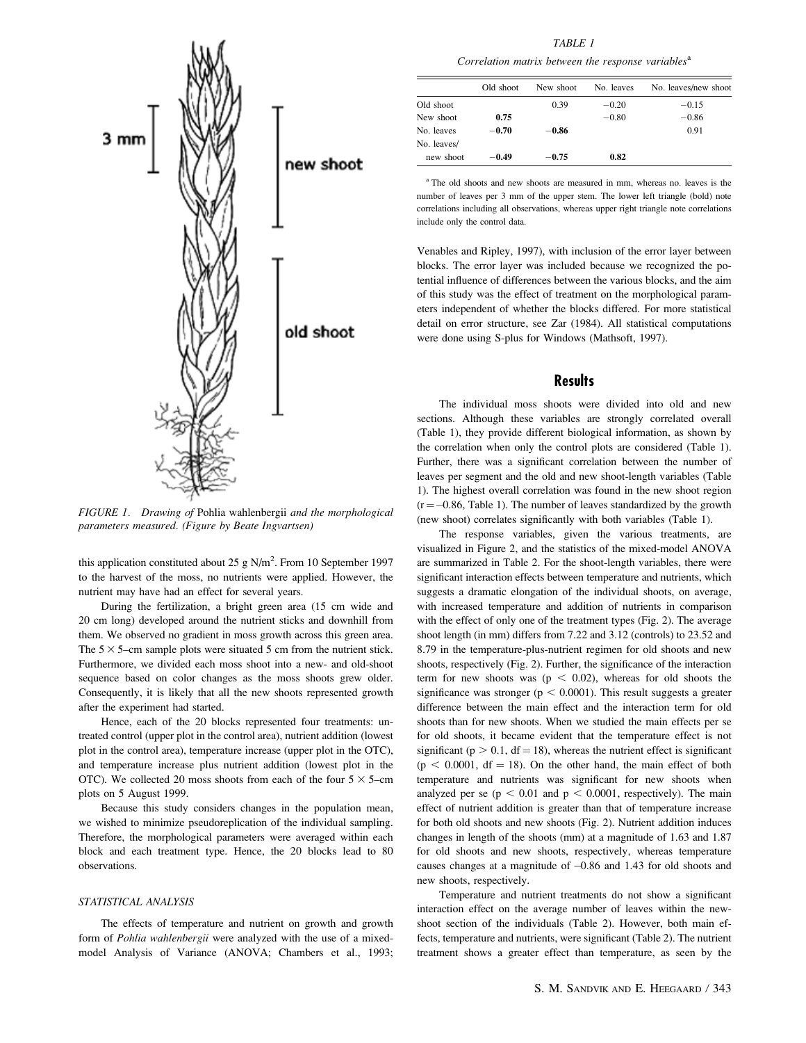FIGURE 1. *Drawing of* Pohlia wahlenbergii *and the morphological parameters measured. (Figure by Beate Ingvartsen)*

this application constituted about 25 g N/m$^2$. From 10 September 1997 to the harvest of the moss, no nutrients were applied. However, the nutrient may have had an effect for several years.

During the fertilization, a bright green area (15 cm wide and 20 cm long) developed around the nutrient sticks and downhill from them. We observed no gradient in moss growth across this green area. The $5 \times 5$–cm sample plots were situated 5 cm from the nutrient stick. Furthermore, we divided each moss shoot into a new- and old-shoot sequence based on color changes as the moss shoots grew older. Consequently, it is likely that all the new shoots represented growth after the experiment had started.

Hence, each of the 20 blocks represented four treatments: untreated control (upper plot in the control area), nutrient addition (lowest plot in the control area), temperature increase (upper plot in the OTC), and temperature increase plus nutrient addition (lowest plot in the OTC). We collected 20 moss shoots from each of the four $5 \times 5$–cm plots on 5 August 1999.

Because this study considers changes in the population mean, we wished to minimize pseudoreplication of the individual sampling. Therefore, the morphological parameters were averaged within each block and each treatment type. Hence, the 20 blocks lead to 80 observations.

### STATISTICAL ANALYSIS

The effects of temperature and nutrient on growth and growth form of *Pohlia wahlenbergii* were analyzed with the use of a mixed-model Analysis of Variance (ANOVA; Chambers et al., 1993; Venables and Ripley, 1997), with inclusion of the error layer between blocks. The error layer was included because we recognized the potential influence of differences between the various blocks, and the aim of this study was the effect of treatment on the morphological parameters independent of whether the blocks differed. For more statistical detail on error structure, see Zar (1984). All statistical computations were done using S-plus for Windows (Mathsoft, 1997).

TABLE 1

*Correlation matrix between the response variables*[a]

| | Old shoot | New shoot | No. leaves | No. leaves/new shoot |
|---|---|---|---|---|
| Old shoot | | 0.39 | −0.20 | −0.15 |
| New shoot | **0.75** | | −0.80 | −0.86 |
| No. leaves | **−0.70** | **−0.86** | | 0.91 |
| No. leaves/ new shoot | **−0.49** | **−0.75** | **0.82** | |

[a] The old shoots and new shoots are measured in mm, whereas no. leaves is the number of leaves per 3 mm of the upper stem. The lower left triangle (bold) note correlations including all observations, whereas upper right triangle note correlations include only the control data.

## Results

The individual moss shoots were divided into old and new sections. Although these variables are strongly correlated overall (Table 1), they provide different biological information, as shown by the correlation when only the control plots are considered (Table 1). Further, there was a significant correlation between the number of leaves per segment and the old and new shoot-length variables (Table 1). The highest overall correlation was found in the new shoot region ($r = -0.86$, Table 1). The number of leaves standardized by the growth (new shoot) correlates significantly with both variables (Table 1).

The response variables, given the various treatments, are visualized in Figure 2, and the statistics of the mixed-model ANOVA are summarized in Table 2. For the shoot-length variables, there were significant interaction effects between temperature and nutrients, which suggests a dramatic elongation of the individual shoots, on average, with increased temperature and addition of nutrients in comparison with the effect of only one of the treatment types (Fig. 2). The average shoot length (in mm) differs from 7.22 and 3.12 (controls) to 23.52 and 8.79 in the temperature-plus-nutrient regimen for old shoots and new shoots, respectively (Fig. 2). Further, the significance of the interaction term for new shoots was ($p < 0.02$), whereas for old shoots the significance was stronger ($p < 0.0001$). This result suggests a greater difference between the main effect and the interaction term for old shoots than for new shoots. When we studied the main effects per se for old shoots, it became evident that the temperature effect is not significant ($p > 0.1$, df = 18), whereas the nutrient effect is significant ($p < 0.0001$, df = 18). On the other hand, the main effect of both temperature and nutrients was significant for new shoots when analyzed per se ($p < 0.01$ and $p < 0.0001$, respectively). The main effect of nutrient addition is greater than that of temperature increase for both old shoots and new shoots (Fig. 2). Nutrient addition induces changes in length of the shoots (mm) at a magnitude of 1.63 and 1.87 for old shoots and new shoots, respectively, whereas temperature causes changes at a magnitude of −0.86 and 1.43 for old shoots and new shoots, respectively.

Temperature and nutrient treatments do not show a significant interaction effect on the average number of leaves within the new-shoot section of the individuals (Table 2). However, both main effects, temperature and nutrients, were significant (Table 2). The nutrient treatment shows a greater effect than temperature, as seen by the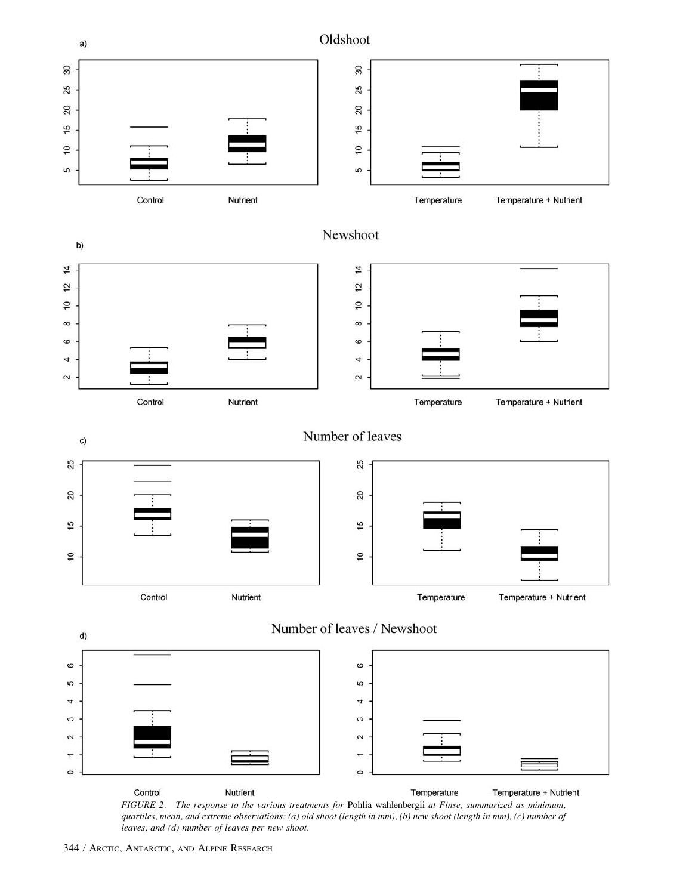FIGURE 2. The response to the various treatments for *Pohlia wahlenbergii* at Finse, summarized as minimum, quartiles, mean, and extreme observations: (a) old shoot (length in mm), (b) new shoot (length in mm), (c) number of leaves, and (d) number of leaves per new shoot.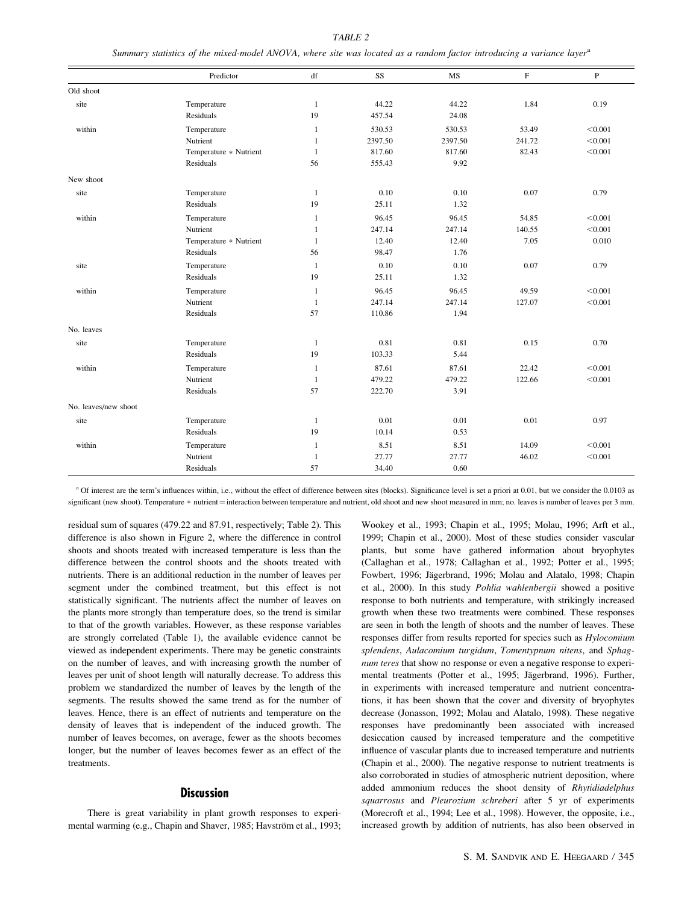*TABLE 2*

*Summary statistics of the mixed-model ANOVA, where site was located as a random factor introducing a variance layer*[a]

| | Predictor | df | SS | MS | F | P |
|---|---|---|---|---|---|---|
| Old shoot | | | | | | |
| site | Temperature | 1 | 44.22 | 44.22 | 1.84 | 0.19 |
| | Residuals | 19 | 457.54 | 24.08 | | |
| within | Temperature | 1 | 530.53 | 530.53 | 53.49 | <0.001 |
| | Nutrient | 1 | 2397.50 | 2397.50 | 241.72 | <0.001 |
| | Temperature * Nutrient | 1 | 817.60 | 817.60 | 82.43 | <0.001 |
| | Residuals | 56 | 555.43 | 9.92 | | |
| New shoot | | | | | | |
| site | Temperature | 1 | 0.10 | 0.10 | 0.07 | 0.79 |
| | Residuals | 19 | 25.11 | 1.32 | | |
| within | Temperature | 1 | 96.45 | 96.45 | 54.85 | <0.001 |
| | Nutrient | 1 | 247.14 | 247.14 | 140.55 | <0.001 |
| | Temperature * Nutrient | 1 | 12.40 | 12.40 | 7.05 | 0.010 |
| | Residuals | 56 | 98.47 | 1.76 | | |
| site | Temperature | 1 | 0.10 | 0.10 | 0.07 | 0.79 |
| | Residuals | 19 | 25.11 | 1.32 | | |
| within | Temperature | 1 | 96.45 | 96.45 | 49.59 | <0.001 |
| | Nutrient | 1 | 247.14 | 247.14 | 127.07 | <0.001 |
| | Residuals | 57 | 110.86 | 1.94 | | |
| No. leaves | | | | | | |
| site | Temperature | 1 | 0.81 | 0.81 | 0.15 | 0.70 |
| | Residuals | 19 | 103.33 | 5.44 | | |
| within | Temperature | 1 | 87.61 | 87.61 | 22.42 | <0.001 |
| | Nutrient | 1 | 479.22 | 479.22 | 122.66 | <0.001 |
| | Residuals | 57 | 222.70 | 3.91 | | |
| No. leaves/new shoot | | | | | | |
| site | Temperature | 1 | 0.01 | 0.01 | 0.01 | 0.97 |
| | Residuals | 19 | 10.14 | 0.53 | | |
| within | Temperature | 1 | 8.51 | 8.51 | 14.09 | <0.001 |
| | Nutrient | 1 | 27.77 | 27.77 | 46.02 | <0.001 |
| | Residuals | 57 | 34.40 | 0.60 | | |

[a] Of interest are the term's influences within, i.e., without the effect of difference between sites (blocks). Significance level is set a priori at 0.01, but we consider the 0.0103 as significant (new shoot). Temperature * nutrient = interaction between temperature and nutrient, old shoot and new shoot measured in mm; no. leaves is number of leaves per 3 mm.

residual sum of squares (479.22 and 87.91, respectively; Table 2). This difference is also shown in Figure 2, where the difference in control shoots and shoots treated with increased temperature is less than the difference between the control shoots and the shoots treated with nutrients. There is an additional reduction in the number of leaves per segment under the combined treatment, but this effect is not statistically significant. The nutrients affect the number of leaves on the plants more strongly than temperature does, so the trend is similar to that of the growth variables. However, as these response variables are strongly correlated (Table 1), the available evidence cannot be viewed as independent experiments. There may be genetic constraints on the number of leaves, and with increasing growth the number of leaves per unit of shoot length will naturally decrease. To address this problem we standardized the number of leaves by the length of the segments. The results showed the same trend as for the number of leaves. Hence, there is an effect of nutrients and temperature on the density of leaves that is independent of the induced growth. The number of leaves becomes, on average, fewer as the shoots becomes longer, but the number of leaves becomes fewer as an effect of the treatments.

## Discussion

There is great variability in plant growth responses to experimental warming (e.g., Chapin and Shaver, 1985; Havström et al., 1993; Wookey et al., 1993; Chapin et al., 1995; Molau, 1996; Arft et al., 1999; Chapin et al., 2000). Most of these studies consider vascular plants, but some have gathered information about bryophytes (Callaghan et al., 1978; Callaghan et al., 1992; Potter et al., 1995; Fowbert, 1996; Jägerbrand, 1996; Molau and Alatalo, 1998; Chapin et al., 2000). In this study *Pohlia wahlenbergii* showed a positive response to both nutrients and temperature, with strikingly increased growth when these two treatments were combined. These responses are seen in both the length of shoots and the number of leaves. These responses differ from results reported for species such as *Hylocomium splendens*, *Aulacomium turgidum*, *Tomentypnum nitens*, and *Sphagnum teres* that show no response or even a negative response to experimental treatments (Potter et al., 1995; Jägerbrand, 1996). Further, in experiments with increased temperature and nutrient concentrations, it has been shown that the cover and diversity of bryophytes decrease (Jonasson, 1992; Molau and Alatalo, 1998). These negative responses have predominantly been associated with increased desiccation caused by increased temperature and the competitive influence of vascular plants due to increased temperature and nutrients (Chapin et al., 2000). The negative response to nutrient treatments is also corroborated in studies of atmospheric nutrient deposition, where added ammonium reduces the shoot density of *Rhytidiadelphus squarrosus* and *Pleurozium schreberi* after 5 yr of experiments (Morecroft et al., 1994; Lee et al., 1998). However, the opposite, i.e., increased growth by addition of nutrients, has also been observed in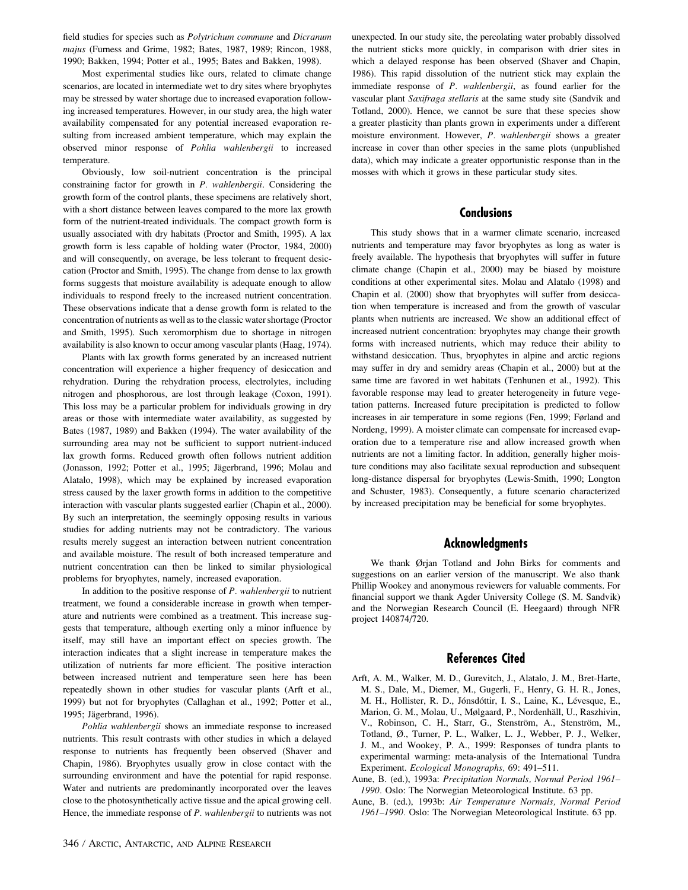field studies for species such as *Polytrichum commune* and *Dicranum majus* (Furness and Grime, 1982; Bates, 1987, 1989; Rincon, 1988, 1990; Bakken, 1994; Potter et al., 1995; Bates and Bakken, 1998).

Most experimental studies like ours, related to climate change scenarios, are located in intermediate wet to dry sites where bryophytes may be stressed by water shortage due to increased evaporation following increased temperatures. However, in our study area, the high water availability compensated for any potential increased evaporation resulting from increased ambient temperature, which may explain the observed minor response of *Pohlia wahlenbergii* to increased temperature.

Obviously, low soil-nutrient concentration is the principal constraining factor for growth in *P. wahlenbergii*. Considering the growth form of the control plants, these specimens are relatively short, with a short distance between leaves compared to the more lax growth form of the nutrient-treated individuals. The compact growth form is usually associated with dry habitats (Proctor and Smith, 1995). A lax growth form is less capable of holding water (Proctor, 1984, 2000) and will consequently, on average, be less tolerant to frequent desiccation (Proctor and Smith, 1995). The change from dense to lax growth forms suggests that moisture availability is adequate enough to allow individuals to respond freely to the increased nutrient concentration. These observations indicate that a dense growth form is related to the concentration of nutrients as well as to the classic water shortage (Proctor and Smith, 1995). Such xeromorphism due to shortage in nitrogen availability is also known to occur among vascular plants (Haag, 1974).

Plants with lax growth forms generated by an increased nutrient concentration will experience a higher frequency of desiccation and rehydration. During the rehydration process, electrolytes, including nitrogen and phosphorous, are lost through leakage (Coxon, 1991). This loss may be a particular problem for individuals growing in dry areas or those with intermediate water availability, as suggested by Bates (1987, 1989) and Bakken (1994). The water availability of the surrounding area may not be sufficient to support nutrient-induced lax growth forms. Reduced growth often follows nutrient addition (Jonasson, 1992; Potter et al., 1995; Jägerbrand, 1996; Molau and Alatalo, 1998), which may be explained by increased evaporation stress caused by the laxer growth forms in addition to the competitive interaction with vascular plants suggested earlier (Chapin et al., 2000). By such an interpretation, the seemingly opposing results in various studies for adding nutrients may not be contradictory. The various results merely suggest an interaction between nutrient concentration and available moisture. The result of both increased temperature and nutrient concentration can then be linked to similar physiological problems for bryophytes, namely, increased evaporation.

In addition to the positive response of *P. wahlenbergii* to nutrient treatment, we found a considerable increase in growth when temperature and nutrients were combined as a treatment. This increase suggests that temperature, although exerting only a minor influence by itself, may still have an important effect on species growth. The interaction indicates that a slight increase in temperature makes the utilization of nutrients far more efficient. The positive interaction between increased nutrient and temperature seen here has been repeatedly shown in other studies for vascular plants (Arft et al., 1999) but not for bryophytes (Callaghan et al., 1992; Potter et al., 1995; Jägerbrand, 1996).

*Pohlia wahlenbergii* shows an immediate response to increased nutrients. This result contrasts with other studies in which a delayed response to nutrients has frequently been observed (Shaver and Chapin, 1986). Bryophytes usually grow in close contact with the surrounding environment and have the potential for rapid response. Water and nutrients are predominantly incorporated over the leaves close to the photosynthetically active tissue and the apical growing cell. Hence, the immediate response of *P. wahlenbergii* to nutrients was not unexpected. In our study site, the percolating water probably dissolved the nutrient sticks more quickly, in comparison with drier sites in which a delayed response has been observed (Shaver and Chapin, 1986). This rapid dissolution of the nutrient stick may explain the immediate response of *P. wahlenbergii*, as found earlier for the vascular plant *Saxifraga stellaris* at the same study site (Sandvik and Totland, 2000). Hence, we cannot be sure that these species show a greater plasticity than plants grown in experiments under a different moisture environment. However, *P. wahlenbergii* shows a greater increase in cover than other species in the same plots (unpublished data), which may indicate a greater opportunistic response than in the mosses with which it grows in these particular study sites.

## Conclusions

This study shows that in a warmer climate scenario, increased nutrients and temperature may favor bryophytes as long as water is freely available. The hypothesis that bryophytes will suffer in future climate change (Chapin et al., 2000) may be biased by moisture conditions at other experimental sites. Molau and Alatalo (1998) and Chapin et al. (2000) show that bryophytes will suffer from desiccation when temperature is increased and from the growth of vascular plants when nutrients are increased. We show an additional effect of increased nutrient concentration: bryophytes may change their growth forms with increased nutrients, which may reduce their ability to withstand desiccation. Thus, bryophytes in alpine and arctic regions may suffer in dry and semidry areas (Chapin et al., 2000) but at the same time are favored in wet habitats (Tenhunen et al., 1992). This favorable response may lead to greater heterogeneity in future vegetation patterns. Increased future precipitation is predicted to follow increases in air temperature in some regions (Fen, 1999; Førland and Nordeng, 1999). A moister climate can compensate for increased evaporation due to a temperature rise and allow increased growth when nutrients are not a limiting factor. In addition, generally higher moisture conditions may also facilitate sexual reproduction and subsequent long-distance dispersal for bryophytes (Lewis-Smith, 1990; Longton and Schuster, 1983). Consequently, a future scenario characterized by increased precipitation may be beneficial for some bryophytes.

## Acknowledgments

We thank Ørjan Totland and John Birks for comments and suggestions on an earlier version of the manuscript. We also thank Phillip Wookey and anonymous reviewers for valuable comments. For financial support we thank Agder University College (S. M. Sandvik) and the Norwegian Research Council (E. Heegaard) through NFR project 140874/720.

## References Cited

Arft, A. M., Walker, M. D., Gurevitch, J., Alatalo, J. M., Bret-Harte, M. S., Dale, M., Diemer, M., Gugerli, F., Henry, G. H. R., Jones, M. H., Hollister, R. D., Jónsdóttir, I. S., Laine, K., Lévesque, E., Marion, G. M., Molau, U., Mølgaard, P., Nordenhäll, U., Raszhivin, V., Robinson, C. H., Starr, G., Stenström, A., Stenström, M., Totland, Ø., Turner, P. L., Walker, L. J., Webber, P. J., Welker, J. M., and Wookey, P. A., 1999: Responses of tundra plants to experimental warming: meta-analysis of the International Tundra Experiment. *Ecological Monographs,* 69: 491–511.

Aune, B. (ed.), 1993a: *Precipitation Normals, Normal Period 1961–1990.* Oslo: The Norwegian Meteorological Institute. 63 pp.

Aune, B. (ed.), 1993b: *Air Temperature Normals, Normal Period 1961–1990.* Oslo: The Norwegian Meteorological Institute. 63 pp.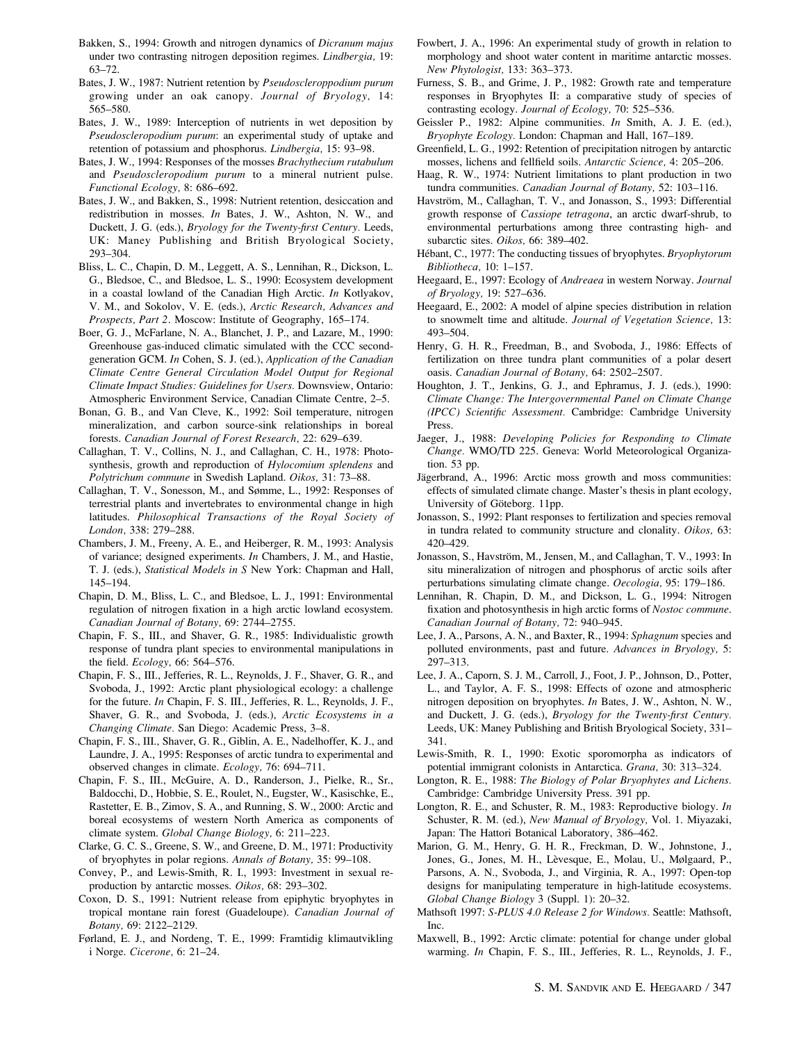Bakken, S., 1994: Growth and nitrogen dynamics of *Dicranum majus* under two contrasting nitrogen deposition regimes. *Lindbergia,* 19: 63–72.

Bates, J. W., 1987: Nutrient retention by *Pseudoscleroppodium purum* growing under an oak canopy. *Journal of Bryology,* 14: 565–580.

Bates, J. W., 1989: Interception of nutrients in wet deposition by *Pseudoscleropodium purum*: an experimental study of uptake and retention of potassium and phosphorus. *Lindbergia,* 15: 93–98.

Bates, J. W., 1994: Responses of the mosses *Brachythecium rutabulum* and *Pseudoscleropodium purum* to a mineral nutrient pulse. *Functional Ecology,* 8: 686–692.

Bates, J. W., and Bakken, S., 1998: Nutrient retention, desiccation and redistribution in mosses. *In* Bates, J. W., Ashton, N. W., and Duckett, J. G. (eds.), *Bryology for the Twenty-first Century.* Leeds, UK: Maney Publishing and British Bryological Society, 293–304.

Bliss, L. C., Chapin, D. M., Leggett, A. S., Lennihan, R., Dickson, L. G., Bledsoe, C., and Bledsoe, L. S., 1990: Ecosystem development in a coastal lowland of the Canadian High Arctic. *In* Kotlyakov, V. M., and Sokolov, V. E. (eds.), *Arctic Research, Advances and Prospects, Part 2*. Moscow: Institute of Geography, 165–174.

Boer, G. J., McFarlane, N. A., Blanchet, J. P., and Lazare, M., 1990: Greenhouse gas-induced climatic simulated with the CCC second-generation GCM. *In* Cohen, S. J. (ed.), *Application of the Canadian Climate Centre General Circulation Model Output for Regional Climate Impact Studies: Guidelines for Users.* Downsview, Ontario: Atmospheric Environment Service, Canadian Climate Centre, 2–5.

Bonan, G. B., and Van Cleve, K., 1992: Soil temperature, nitrogen mineralization, and carbon source-sink relationships in boreal forests. *Canadian Journal of Forest Research,* 22: 629–639.

Callaghan, T. V., Collins, N. J., and Callaghan, C. H., 1978: Photosynthesis, growth and reproduction of *Hylocomium splendens* and *Polytrichum commune* in Swedish Lapland. *Oikos,* 31: 73–88.

Callaghan, T. V., Sonesson, M., and Sømme, L., 1992: Responses of terrestrial plants and invertebrates to environmental change in high latitudes. *Philosophical Transactions of the Royal Society of London,* 338: 279–288.

Chambers, J. M., Freeny, A. E., and Heiberger, R. M., 1993: Analysis of variance; designed experiments. *In* Chambers, J. M., and Hastie, T. J. (eds.), *Statistical Models in S* New York: Chapman and Hall, 145–194.

Chapin, D. M., Bliss, L. C., and Bledsoe, L. J., 1991: Environmental regulation of nitrogen fixation in a high arctic lowland ecosystem. *Canadian Journal of Botany,* 69: 2744–2755.

Chapin, F. S., III., and Shaver, G. R., 1985: Individualistic growth response of tundra plant species to environmental manipulations in the field. *Ecology,* 66: 564–576.

Chapin, F. S., III., Jefferies, R. L., Reynolds, J. F., Shaver, G. R., and Svoboda, J., 1992: Arctic plant physiological ecology: a challenge for the future. *In* Chapin, F. S. III., Jefferies, R. L., Reynolds, J. F., Shaver, G. R., and Svoboda, J. (eds.), *Arctic Ecosystems in a Changing Climate.* San Diego: Academic Press, 3–8.

Chapin, F. S., III., Shaver, G. R., Giblin, A. E., Nadelhoffer, K. J., and Laundre, J. A., 1995: Responses of arctic tundra to experimental and observed changes in climate. *Ecology,* 76: 694–711.

Chapin, F. S., III., McGuire, A. D., Randerson, J., Pielke, R., Sr., Baldocchi, D., Hobbie, S. E., Roulet, N., Eugster, W., Kasischke, E., Rastetter, E. B., Zimov, S. A., and Running, S. W., 2000: Arctic and boreal ecosystems of western North America as components of climate system. *Global Change Biology,* 6: 211–223.

Clarke, G. C. S., Greene, S. W., and Greene, D. M., 1971: Productivity of bryophytes in polar regions. *Annals of Botany,* 35: 99–108.

Convey, P., and Lewis-Smith, R. I., 1993: Investment in sexual reproduction by antarctic mosses. *Oikos,* 68: 293–302.

Coxon, D. S., 1991: Nutrient release from epiphytic bryophytes in tropical montane rain forest (Guadeloupe). *Canadian Journal of Botany,* 69: 2122–2129.

Førland, E. J., and Nordeng, T. E., 1999: Framtidig klimautvikling i Norge. *Cicerone,* 6: 21–24.

Fowbert, J. A., 1996: An experimental study of growth in relation to morphology and shoot water content in maritime antarctic mosses. *New Phytologist,* 133: 363–373.

Furness, S. B., and Grime, J. P., 1982: Growth rate and temperature responses in Bryophytes II: a comparative study of species of contrasting ecology. *Journal of Ecology,* 70: 525–536.

Geissler P., 1982: Alpine communities. *In* Smith, A. J. E. (ed.), *Bryophyte Ecology.* London: Chapman and Hall, 167–189.

Greenfield, L. G., 1992: Retention of precipitation nitrogen by antarctic mosses, lichens and fellfield soils. *Antarctic Science,* 4: 205–206.

Haag, R. W., 1974: Nutrient limitations to plant production in two tundra communities. *Canadian Journal of Botany,* 52: 103–116.

Havström, M., Callaghan, T. V., and Jonasson, S., 1993: Differential growth response of *Cassiope tetragona*, an arctic dwarf-shrub, to environmental perturbations among three contrasting high- and subarctic sites. *Oikos,* 66: 389–402.

Hébant, C., 1977: The conducting tissues of bryophytes. *Bryophytorum Bibliotheca,* 10: 1–157.

Heegaard, E., 1997: Ecology of *Andreaea* in western Norway. *Journal of Bryology,* 19: 527–636.

Heegaard, E., 2002: A model of alpine species distribution in relation to snowmelt time and altitude. *Journal of Vegetation Science,* 13: 493–504.

Henry, G. H. R., Freedman, B., and Svoboda, J., 1986: Effects of fertilization on three tundra plant communities of a polar desert oasis. *Canadian Journal of Botany,* 64: 2502–2507.

Houghton, J. T., Jenkins, G. J., and Ephramus, J. J. (eds.), 1990: *Climate Change: The Intergovernmental Panel on Climate Change (IPCC) Scientific Assessment.* Cambridge: Cambridge University Press.

Jaeger, J., 1988: *Developing Policies for Responding to Climate Change.* WMO/TD 225. Geneva: World Meteorological Organization. 53 pp.

Jägerbrand, A., 1996: Arctic moss growth and moss communities: effects of simulated climate change. Master's thesis in plant ecology, University of Göteborg. 11pp.

Jonasson, S., 1992: Plant responses to fertilization and species removal in tundra related to community structure and clonality. *Oikos,* 63: 420–429.

Jonasson, S., Havström, M., Jensen, M., and Callaghan, T. V., 1993: In situ mineralization of nitrogen and phosphorus of arctic soils after perturbations simulating climate change. *Oecologia,* 95: 179–186.

Lennihan, R. Chapin, D. M., and Dickson, L. G., 1994: Nitrogen fixation and photosynthesis in high arctic forms of *Nostoc commune*. *Canadian Journal of Botany,* 72: 940–945.

Lee, J. A., Parsons, A. N., and Baxter, R., 1994: *Sphagnum* species and polluted environments, past and future. *Advances in Bryology,* 5: 297–313.

Lee, J. A., Caporn, S. J. M., Carroll, J., Foot, J. P., Johnson, D., Potter, L., and Taylor, A. F. S., 1998: Effects of ozone and atmospheric nitrogen deposition on bryophytes. *In* Bates, J. W., Ashton, N. W., and Duckett, J. G. (eds.), *Bryology for the Twenty-first Century.* Leeds, UK: Maney Publishing and British Bryological Society, 331–341.

Lewis-Smith, R. I., 1990: Exotic sporomorpha as indicators of potential immigrant colonists in Antarctica. *Grana,* 30: 313–324.

Longton, R. E., 1988: *The Biology of Polar Bryophytes and Lichens.* Cambridge: Cambridge University Press. 391 pp.

Longton, R. E., and Schuster, R. M., 1983: Reproductive biology. *In* Schuster, R. M. (ed.), *New Manual of Bryology,* Vol. 1. Miyazaki, Japan: The Hattori Botanical Laboratory, 386–462.

Marion, G. M., Henry, G. H. R., Freckman, D. W., Johnstone, J., Jones, G., Jones, M. H., Lèvesque, E., Molau, U., Mølgaard, P., Parsons, A. N., Svoboda, J., and Virginia, R. A., 1997: Open-top designs for manipulating temperature in high-latitude ecosystems. *Global Change Biology* 3 (Suppl. 1): 20–32.

Mathsoft 1997: *S-PLUS 4.0 Release 2 for Windows.* Seattle: Mathsoft, Inc.

Maxwell, B., 1992: Arctic climate: potential for change under global warming. *In* Chapin, F. S., III., Jefferies, R. L., Reynolds, J. F.,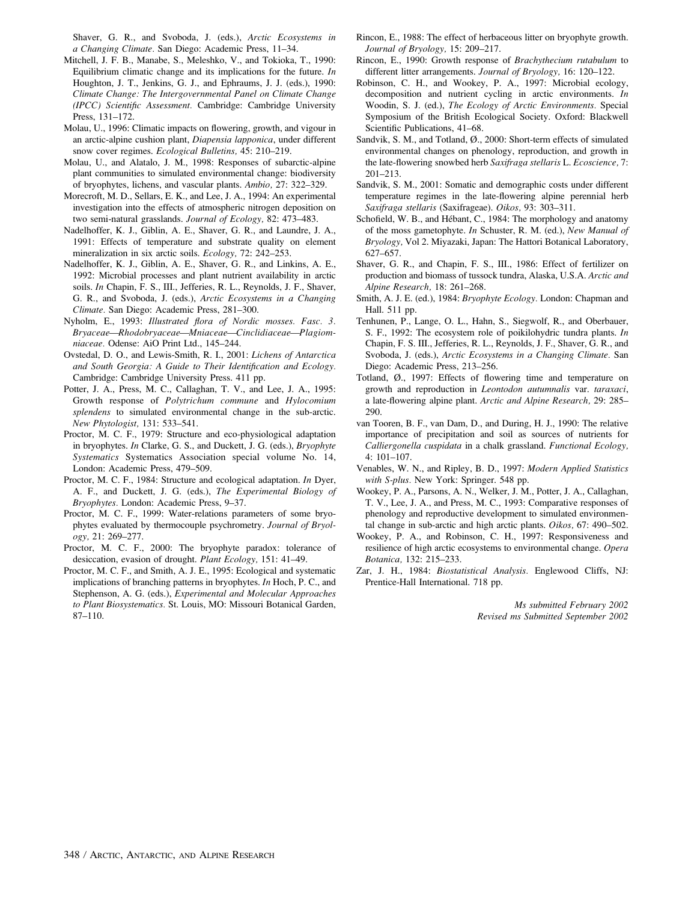Shaver, G. R., and Svoboda, J. (eds.), *Arctic Ecosystems in a Changing Climate*. San Diego: Academic Press, 11–34.

Mitchell, J. F. B., Manabe, S., Meleshko, V., and Tokioka, T., 1990: Equilibrium climatic change and its implications for the future. *In* Houghton, J. T., Jenkins, G. J., and Ephraums, J. J. (eds.), 1990: *Climate Change: The Intergovernmental Panel on Climate Change (IPCC) Scientific Assessment*. Cambridge: Cambridge University Press, 131–172.

Molau, U., 1996: Climatic impacts on flowering, growth, and vigour in an arctic-alpine cushion plant, *Diapensia lapponica*, under different snow cover regimes. *Ecological Bulletins,* 45: 210–219.

Molau, U., and Alatalo, J. M., 1998: Responses of subarctic-alpine plant communities to simulated environmental change: biodiversity of bryophytes, lichens, and vascular plants. *Ambio,* 27: 322–329.

Morecroft, M. D., Sellars, E. K., and Lee, J. A., 1994: An experimental investigation into the effects of atmospheric nitrogen deposition on two semi-natural grasslands. *Journal of Ecology,* 82: 473–483.

Nadelhoffer, K. J., Giblin, A. E., Shaver, G. R., and Laundre, J. A., 1991: Effects of temperature and substrate quality on element mineralization in six arctic soils. *Ecology,* 72: 242–253.

Nadelhoffer, K. J., Giblin, A. E., Shaver, G. R., and Linkins, A. E., 1992: Microbial processes and plant nutrient availability in arctic soils. *In* Chapin, F. S., III., Jefferies, R. L., Reynolds, J. F., Shaver, G. R., and Svoboda, J. (eds.), *Arctic Ecosystems in a Changing Climate*. San Diego: Academic Press, 281–300.

Nyholm, E., 1993: *Illustrated flora of Nordic mosses. Fasc. 3. Bryaceae—Rhodobryaceae—Mniaceae—Cinclidiaceae—Plagiomniaceae*. Odense: AiO Print Ltd., 145–244.

Ovstedal, D. O., and Lewis-Smith, R. I., 2001: *Lichens of Antarctica and South Georgia: A Guide to Their Identification and Ecology*. Cambridge: Cambridge University Press. 411 pp.

Potter, J. A., Press, M. C., Callaghan, T. V., and Lee, J. A., 1995: Growth response of *Polytrichum commune* and *Hylocomium splendens* to simulated environmental change in the sub-arctic. *New Phytologist,* 131: 533–541.

Proctor, M. C. F., 1979: Structure and eco-physiological adaptation in bryophytes. *In* Clarke, G. S., and Duckett, J. G. (eds.), *Bryophyte Systematics* Systematics Association special volume No. 14, London: Academic Press, 479–509.

Proctor, M. C. F., 1984: Structure and ecological adaptation. *In* Dyer, A. F., and Duckett, J. G. (eds.), *The Experimental Biology of Bryophytes*. London: Academic Press, 9–37.

Proctor, M. C. F., 1999: Water-relations parameters of some bryophytes evaluated by thermocouple psychrometry. *Journal of Bryology,* 21: 269–277.

Proctor, M. C. F., 2000: The bryophyte paradox: tolerance of desiccation, evasion of drought. *Plant Ecology,* 151: 41–49.

Proctor, M. C. F., and Smith, A. J. E., 1995: Ecological and systematic implications of branching patterns in bryophytes. *In* Hoch, P. C., and Stephenson, A. G. (eds.), *Experimental and Molecular Approaches to Plant Biosystematics*. St. Louis, MO: Missouri Botanical Garden, 87–110.

Rincon, E., 1988: The effect of herbaceous litter on bryophyte growth. *Journal of Bryology,* 15: 209–217.

Rincon, E., 1990: Growth response of *Brachythecium rutabulum* to different litter arrangements. *Journal of Bryology,* 16: 120–122.

Robinson, C. H., and Wookey, P. A., 1997: Microbial ecology, decomposition and nutrient cycling in arctic environments. *In* Woodin, S. J. (ed.), *The Ecology of Arctic Environments*. Special Symposium of the British Ecological Society. Oxford: Blackwell Scientific Publications, 41–68.

Sandvik, S. M., and Totland, Ø., 2000: Short-term effects of simulated environmental changes on phenology, reproduction, and growth in the late-flowering snowbed herb *Saxifraga stellaris* L. *Ecoscience,* 7: 201–213.

Sandvik, S. M., 2001: Somatic and demographic costs under different temperature regimes in the late-flowering alpine perennial herb *Saxifraga stellaris* (Saxifrageae). *Oikos,* 93: 303–311.

Schofield, W. B., and Hébant, C., 1984: The morphology and anatomy of the moss gametophyte. *In* Schuster, R. M. (ed.), *New Manual of Bryology,* Vol 2. Miyazaki, Japan: The Hattori Botanical Laboratory, 627–657.

Shaver, G. R., and Chapin, F. S., III., 1986: Effect of fertilizer on production and biomass of tussock tundra, Alaska, U.S.A. *Arctic and Alpine Research,* 18: 261–268.

Smith, A. J. E. (ed.), 1984: *Bryophyte Ecology*. London: Chapman and Hall. 511 pp.

Tenhunen, P., Lange, O. L., Hahn, S., Siegwolf, R., and Oberbauer, S. F., 1992: The ecosystem role of poikilohydric tundra plants. *In* Chapin, F. S. III., Jefferies, R. L., Reynolds, J. F., Shaver, G. R., and Svoboda, J. (eds.), *Arctic Ecosystems in a Changing Climate*. San Diego: Academic Press, 213–256.

Totland, Ø., 1997: Effects of flowering time and temperature on growth and reproduction in *Leontodon autumnalis* var. *taraxaci*, a late-flowering alpine plant. *Arctic and Alpine Research,* 29: 285–290.

van Tooren, B. F., van Dam, D., and During, H. J., 1990: The relative importance of precipitation and soil as sources of nutrients for *Calliergonella cuspidata* in a chalk grassland. *Functional Ecology,* 4: 101–107.

Venables, W. N., and Ripley, B. D., 1997: *Modern Applied Statistics with S-plus*. New York: Springer. 548 pp.

Wookey, P. A., Parsons, A. N., Welker, J. M., Potter, J. A., Callaghan, T. V., Lee, J. A., and Press, M. C., 1993: Comparative responses of phenology and reproductive development to simulated environmental change in sub-arctic and high arctic plants. *Oikos,* 67: 490–502.

Wookey, P. A., and Robinson, C. H., 1997: Responsiveness and resilience of high arctic ecosystems to environmental change. *Opera Botanica,* 132: 215–233.

Zar, J. H., 1984: *Biostatistical Analysis*. Englewood Cliffs, NJ: Prentice-Hall International. 718 pp.

*Ms submitted February 2002*
*Revised ms Submitted September 2002*